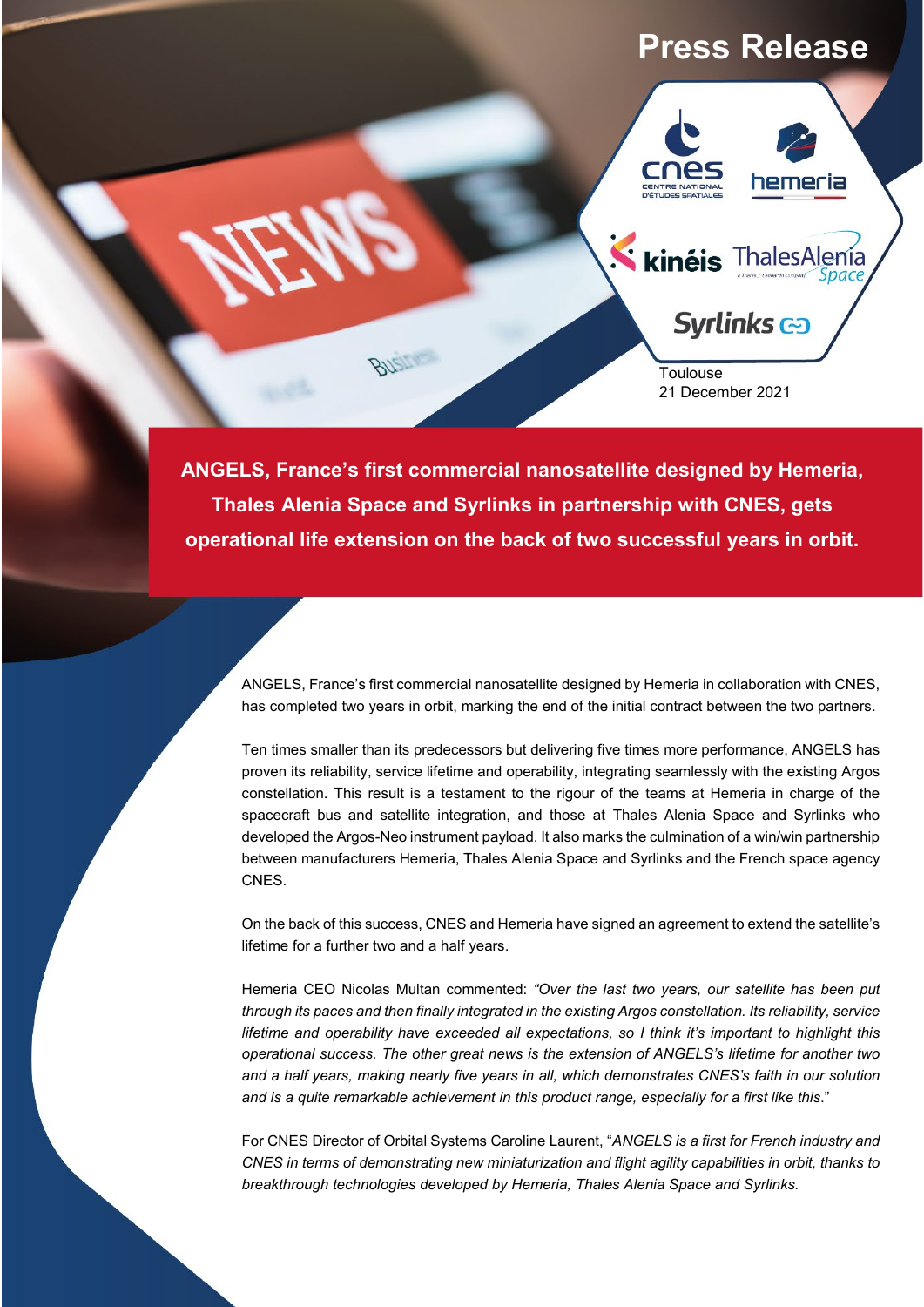# Press Release

Toulouse
21 December 2021

**ANGELS, France's first commercial nanosatellite designed by Hemeria, Thales Alenia Space and Syrlinks in partnership with CNES, gets operational life extension on the back of two successful years in orbit.**

ANGELS, France's first commercial nanosatellite designed by Hemeria in collaboration with CNES, has completed two years in orbit, marking the end of the initial contract between the two partners.

Ten times smaller than its predecessors but delivering five times more performance, ANGELS has proven its reliability, service lifetime and operability, integrating seamlessly with the existing Argos constellation. This result is a testament to the rigour of the teams at Hemeria in charge of the spacecraft bus and satellite integration, and those at Thales Alenia Space and Syrlinks who developed the Argos-Neo instrument payload. It also marks the culmination of a win/win partnership between manufacturers Hemeria, Thales Alenia Space and Syrlinks and the French space agency CNES.

On the back of this success, CNES and Hemeria have signed an agreement to extend the satellite's lifetime for a further two and a half years.

Hemeria CEO Nicolas Multan commented: *"Over the last two years, our satellite has been put through its paces and then finally integrated in the existing Argos constellation. Its reliability, service lifetime and operability have exceeded all expectations, so I think it's important to highlight this operational success. The other great news is the extension of ANGELS's lifetime for another two and a half years, making nearly five years in all, which demonstrates CNES's faith in our solution and is a quite remarkable achievement in this product range, especially for a first like this.*"

For CNES Director of Orbital Systems Caroline Laurent, "*ANGELS is a first for French industry and CNES in terms of demonstrating new miniaturization and flight agility capabilities in orbit, thanks to breakthrough technologies developed by Hemeria, Thales Alenia Space and Syrlinks.*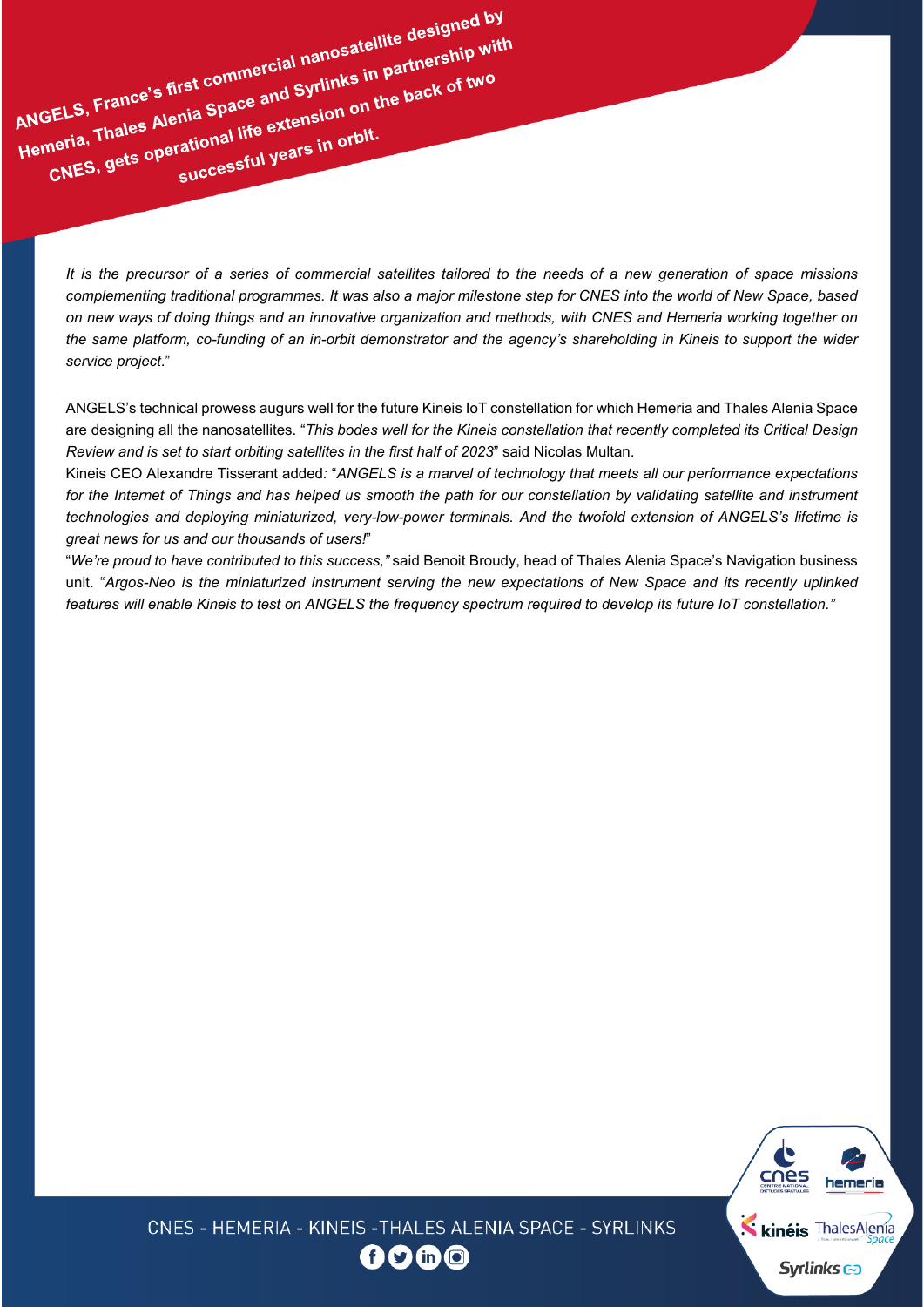*It is the precursor of a series of commercial satellites tailored to the needs of a new generation of space missions complementing traditional programmes. It was also a major milestone step for CNES into the world of New Space, based on new ways of doing things and an innovative organization and methods, with CNES and Hemeria working together on the same platform, co-funding of an in-orbit demonstrator and the agency's shareholding in Kineis to support the wider service project.*"

ANGELS's technical prowess augurs well for the future Kineis IoT constellation for which Hemeria and Thales Alenia Space are designing all the nanosatellites. "*This bodes well for the Kineis constellation that recently completed its Critical Design Review and is set to start orbiting satellites in the first half of 2023*" said Nicolas Multan.

Kineis CEO Alexandre Tisserant added: "*ANGELS is a marvel of technology that meets all our performance expectations for the Internet of Things and has helped us smooth the path for our constellation by validating satellite and instrument technologies and deploying miniaturized, very-low-power terminals. And the twofold extension of ANGELS's lifetime is great news for us and our thousands of users!*"

"*We're proud to have contributed to this success,"* said Benoit Broudy, head of Thales Alenia Space's Navigation business unit. "*Argos-Neo is the miniaturized instrument serving the new expectations of New Space and its recently uplinked features will enable Kineis to test on ANGELS the frequency spectrum required to develop its future IoT constellation."*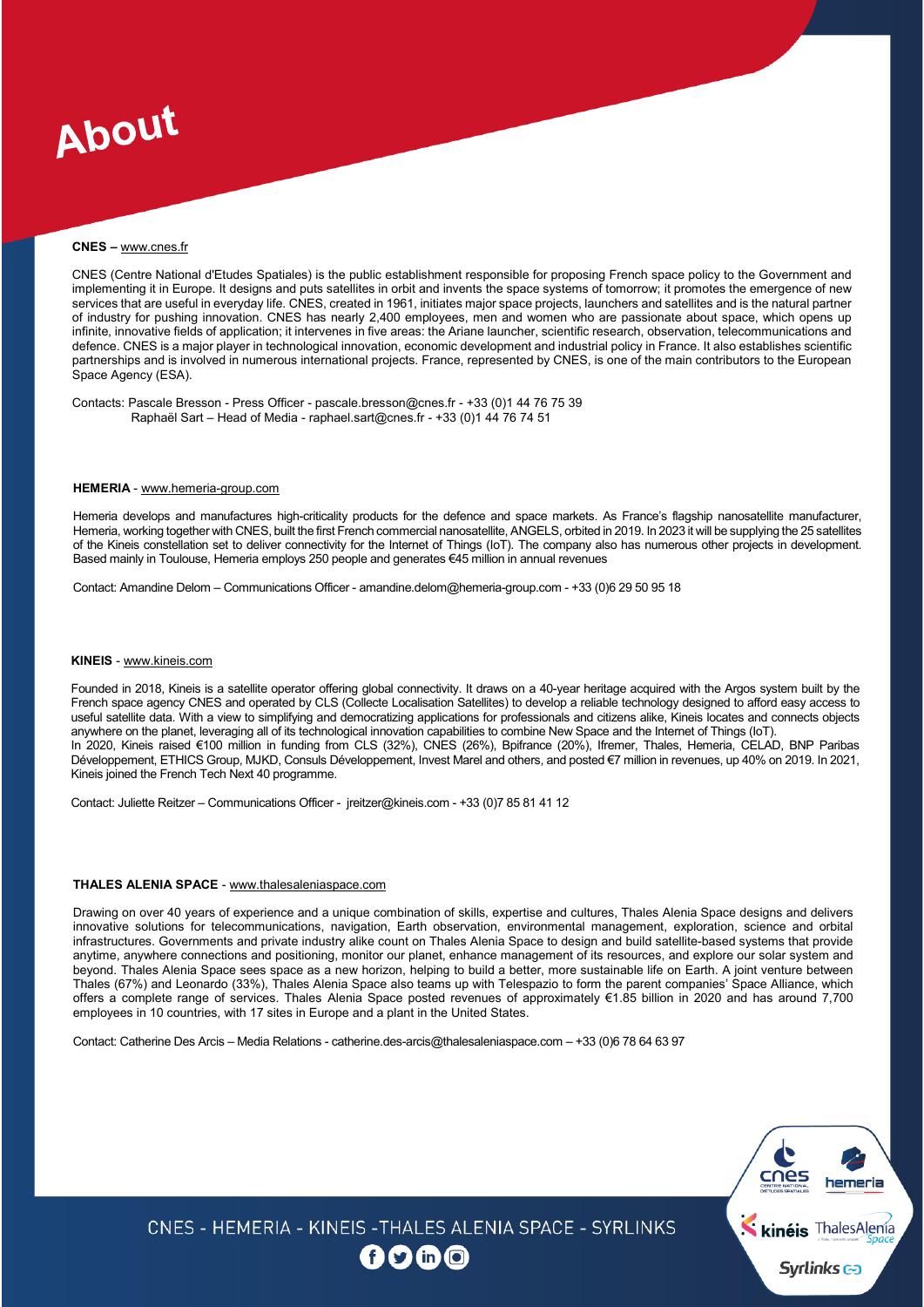# About

**CNES –** www.cnes.fr

CNES (Centre National d'Etudes Spatiales) is the public establishment responsible for proposing French space policy to the Government and implementing it in Europe. It designs and puts satellites in orbit and invents the space systems of tomorrow; it promotes the emergence of new services that are useful in everyday life. CNES, created in 1961, initiates major space projects, launchers and satellites and is the natural partner of industry for pushing innovation. CNES has nearly 2,400 employees, men and women who are passionate about space, which opens up infinite, innovative fields of application; it intervenes in five areas: the Ariane launcher, scientific research, observation, telecommunications and defence. CNES is a major player in technological innovation, economic development and industrial policy in France. It also establishes scientific partnerships and is involved in numerous international projects. France, represented by CNES, is one of the main contributors to the European Space Agency (ESA).

Contacts: Pascale Bresson - Press Officer - pascale.bresson@cnes.fr - +33 (0)1 44 76 75 39
Raphaël Sart – Head of Media - raphael.sart@cnes.fr - +33 (0)1 44 76 74 51

**HEMERIA** - www.hemeria-group.com

Hemeria develops and manufactures high-criticality products for the defence and space markets. As France's flagship nanosatellite manufacturer, Hemeria, working together with CNES, built the first French commercial nanosatellite, ANGELS, orbited in 2019. In 2023 it will be supplying the 25 satellites of the Kineis constellation set to deliver connectivity for the Internet of Things (IoT). The company also has numerous other projects in development. Based mainly in Toulouse, Hemeria employs 250 people and generates €45 million in annual revenues

Contact: Amandine Delom – Communications Officer - amandine.delom@hemeria-group.com - +33 (0)6 29 50 95 18

**KINEIS** - www.kineis.com

Founded in 2018, Kineis is a satellite operator offering global connectivity. It draws on a 40-year heritage acquired with the Argos system built by the French space agency CNES and operated by CLS (Collecte Localisation Satellites) to develop a reliable technology designed to afford easy access to useful satellite data. With a view to simplifying and democratizing applications for professionals and citizens alike, Kineis locates and connects objects anywhere on the planet, leveraging all of its technological innovation capabilities to combine New Space and the Internet of Things (IoT).
In 2020, Kineis raised €100 million in funding from CLS (32%), CNES (26%), Bpifrance (20%), Ifremer, Thales, Hemeria, CELAD, BNP Paribas Développement, ETHICS Group, MJKD, Consuls Développement, Invest Marel and others, and posted €7 million in revenues, up 40% on 2019. In 2021, Kineis joined the French Tech Next 40 programme.

Contact: Juliette Reitzer – Communications Officer - jreitzer@kineis.com - +33 (0)7 85 81 41 12

**THALES ALENIA SPACE** - www.thalesaleniaspace.com

Drawing on over 40 years of experience and a unique combination of skills, expertise and cultures, Thales Alenia Space designs and delivers innovative solutions for telecommunications, navigation, Earth observation, environmental management, exploration, science and orbital infrastructures. Governments and private industry alike count on Thales Alenia Space to design and build satellite-based systems that provide anytime, anywhere connections and positioning, monitor our planet, enhance management of its resources, and explore our solar system and beyond. Thales Alenia Space sees space as a new horizon, helping to build a better, more sustainable life on Earth. A joint venture between Thales (67%) and Leonardo (33%), Thales Alenia Space also teams up with Telespazio to form the parent companies' Space Alliance, which offers a complete range of services. Thales Alenia Space posted revenues of approximately €1.85 billion in 2020 and has around 7,700 employees in 10 countries, with 17 sites in Europe and a plant in the United States.

Contact: Catherine Des Arcis – Media Relations - catherine.des-arcis@thalesaleniaspace.com – +33 (0)6 78 64 63 97